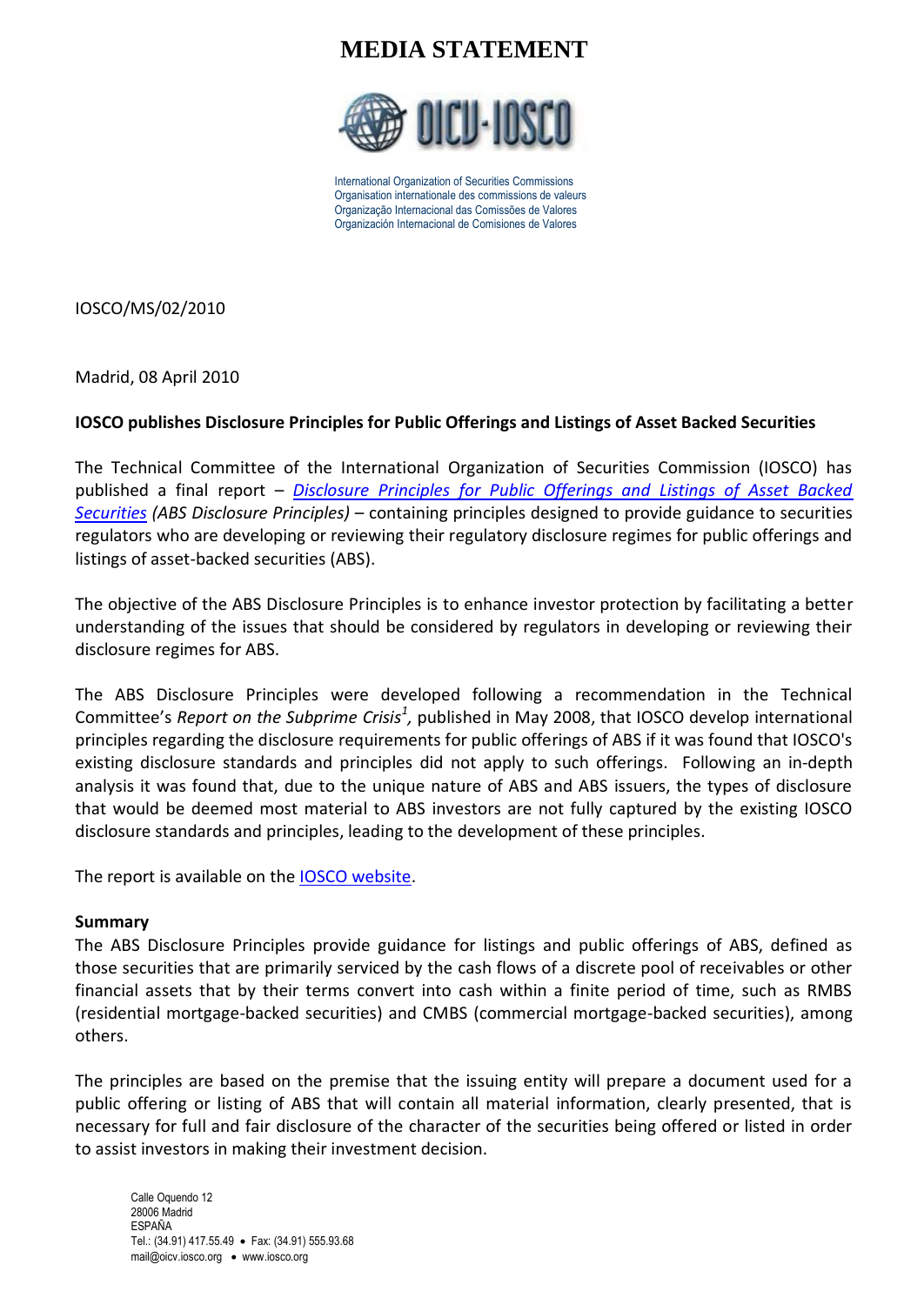# MEDIA STATEMENT

International Organization of Securities Commissions
Organisation internationale des commissions de valeurs
Organização Internacional das Comissões de Valores
Organización Internacional de Comisiones de Valores

IOSCO/MS/02/2010

Madrid, 08 April 2010

**IOSCO publishes Disclosure Principles for Public Offerings and Listings of Asset Backed Securities**

The Technical Committee of the International Organization of Securities Commission (IOSCO) has published a final report – *Disclosure Principles for Public Offerings and Listings of Asset Backed Securities* *(ABS Disclosure Principles)* – containing principles designed to provide guidance to securities regulators who are developing or reviewing their regulatory disclosure regimes for public offerings and listings of asset-backed securities (ABS).

The objective of the ABS Disclosure Principles is to enhance investor protection by facilitating a better understanding of the issues that should be considered by regulators in developing or reviewing their disclosure regimes for ABS.

The ABS Disclosure Principles were developed following a recommendation in the Technical Committee's *Report on the Subprime Crisis*[1]*,* published in May 2008, that IOSCO develop international principles regarding the disclosure requirements for public offerings of ABS if it was found that IOSCO's existing disclosure standards and principles did not apply to such offerings. Following an in-depth analysis it was found that, due to the unique nature of ABS and ABS issuers, the types of disclosure that would be deemed most material to ABS investors are not fully captured by the existing IOSCO disclosure standards and principles, leading to the development of these principles.

The report is available on the IOSCO website.

**Summary**

The ABS Disclosure Principles provide guidance for listings and public offerings of ABS, defined as those securities that are primarily serviced by the cash flows of a discrete pool of receivables or other financial assets that by their terms convert into cash within a finite period of time, such as RMBS (residential mortgage-backed securities) and CMBS (commercial mortgage-backed securities), among others.

The principles are based on the premise that the issuing entity will prepare a document used for a public offering or listing of ABS that will contain all material information, clearly presented, that is necessary for full and fair disclosure of the character of the securities being offered or listed in order to assist investors in making their investment decision.

Calle Oquendo 12
28006 Madrid
ESPAÑA
Tel.: (34.91) 417.55.49 • Fax: (34.91) 555.93.68
mail@oicv.iosco.org • www.iosco.org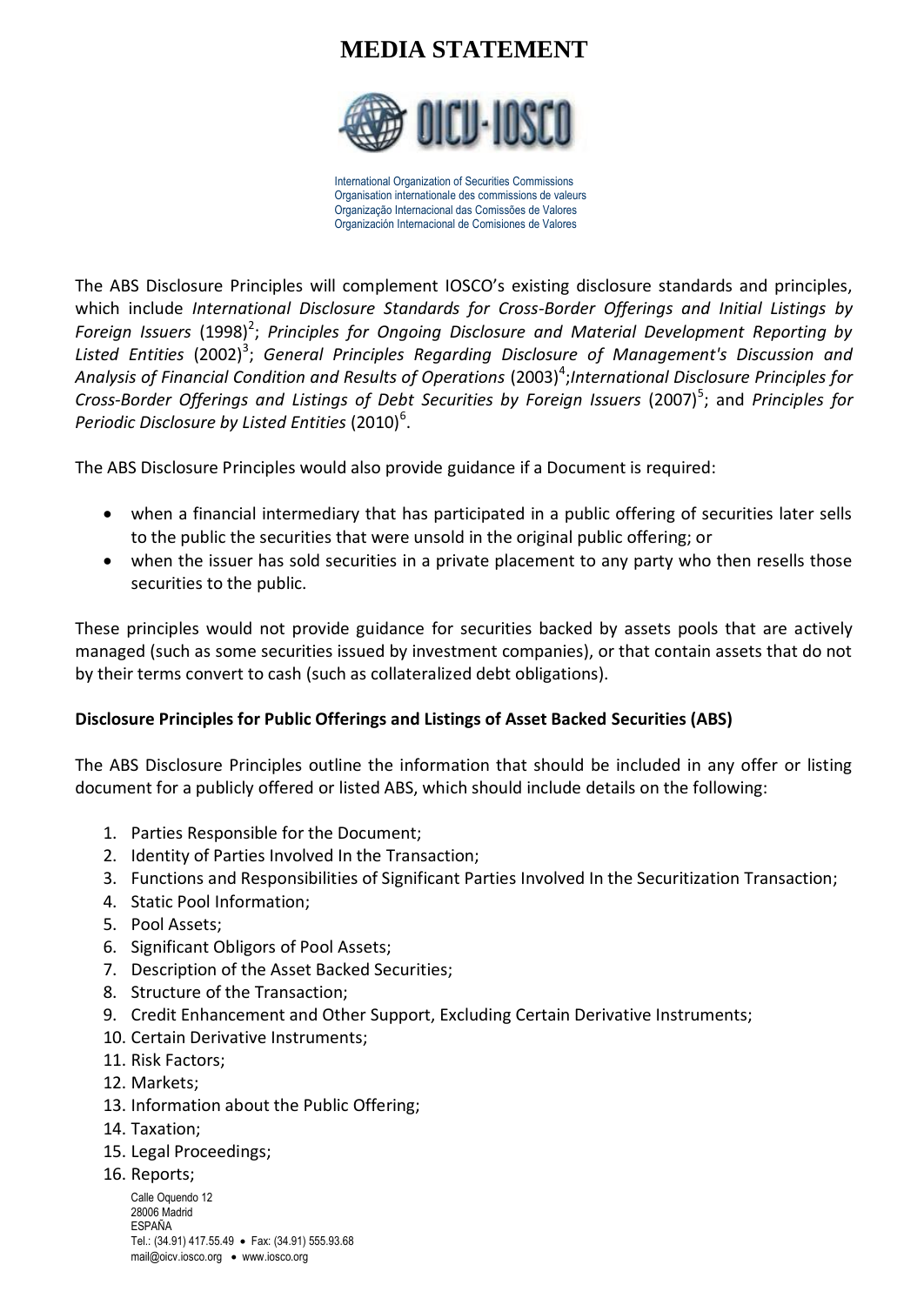The ABS Disclosure Principles will complement IOSCO's existing disclosure standards and principles, which include *International Disclosure Standards for Cross-Border Offerings and Initial Listings by Foreign Issuers* (1998)[2]; *Principles for Ongoing Disclosure and Material Development Reporting by Listed Entities* (2002)[3]; *General Principles Regarding Disclosure of Management's Discussion and Analysis of Financial Condition and Results of Operations* (2003)[4];*International Disclosure Principles for Cross-Border Offerings and Listings of Debt Securities by Foreign Issuers* (2007)[5]; and *Principles for Periodic Disclosure by Listed Entities* (2010)[6].

The ABS Disclosure Principles would also provide guidance if a Document is required:

- when a financial intermediary that has participated in a public offering of securities later sells to the public the securities that were unsold in the original public offering; or
- when the issuer has sold securities in a private placement to any party who then resells those securities to the public.

These principles would not provide guidance for securities backed by assets pools that are actively managed (such as some securities issued by investment companies), or that contain assets that do not by their terms convert to cash (such as collateralized debt obligations).

**Disclosure Principles for Public Offerings and Listings of Asset Backed Securities (ABS)**

The ABS Disclosure Principles outline the information that should be included in any offer or listing document for a publicly offered or listed ABS, which should include details on the following:

1. Parties Responsible for the Document;
2. Identity of Parties Involved In the Transaction;
3. Functions and Responsibilities of Significant Parties Involved In the Securitization Transaction;
4. Static Pool Information;
5. Pool Assets;
6. Significant Obligors of Pool Assets;
7. Description of the Asset Backed Securities;
8. Structure of the Transaction;
9. Credit Enhancement and Other Support, Excluding Certain Derivative Instruments;
10. Certain Derivative Instruments;
11. Risk Factors;
12. Markets;
13. Information about the Public Offering;
14. Taxation;
15. Legal Proceedings;
16. Reports;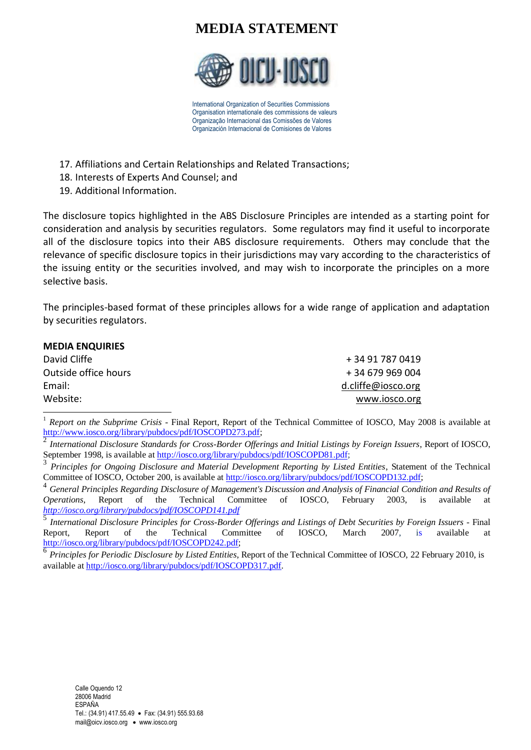# MEDIA STATEMENT

International Organization of Securities Commissions
Organisation internationale des commissions de valeurs
Organização Internacional das Comissões de Valores
Organización Internacional de Comisiones de Valores

17. Affiliations and Certain Relationships and Related Transactions;
18. Interests of Experts And Counsel; and
19. Additional Information.

The disclosure topics highlighted in the ABS Disclosure Principles are intended as a starting point for consideration and analysis by securities regulators. Some regulators may find it useful to incorporate all of the disclosure topics into their ABS disclosure requirements. Others may conclude that the relevance of specific disclosure topics in their jurisdictions may vary according to the characteristics of the issuing entity or the securities involved, and may wish to incorporate the principles on a more selective basis.

The principles-based format of these principles allows for a wide range of application and adaptation by securities regulators.

**MEDIA ENQUIRIES**

| | |
|---|---|
| David Cliffe | + 34 91 787 0419 |
| Outside office hours | + 34 679 969 004 |
| Email: | d.cliffe@iosco.org |
| Website: | www.iosco.org |

[1] *Report on the Subprime Crisis* - Final Report, Report of the Technical Committee of IOSCO, May 2008 is available at http://www.iosco.org/library/pubdocs/pdf/IOSCOPD273.pdf;

[2] *International Disclosure Standards for Cross-Border Offerings and Initial Listings by Foreign Issuers*, Report of IOSCO, September 1998, is available at http://iosco.org/library/pubdocs/pdf/IOSCOPD81.pdf;

[3] *Principles for Ongoing Disclosure and Material Development Reporting by Listed Entities*, Statement of the Technical Committee of IOSCO, October 200, is available at http://iosco.org/library/pubdocs/pdf/IOSCOPD132.pdf;

[4] *General Principles Regarding Disclosure of Management's Discussion and Analysis of Financial Condition and Results of Operations*, Report of the Technical Committee of IOSCO, February 2003, is available at *http://iosco.org/library/pubdocs/pdf/IOSCOPD141.pdf*

[5] *International Disclosure Principles for Cross-Border Offerings and Listings of Debt Securities by Foreign Issuers* - Final Report, Report of the Technical Committee of IOSCO, March 2007, is available at http://iosco.org/library/pubdocs/pdf/IOSCOPD242.pdf;

[6] *Principles for Periodic Disclosure by Listed Entities*, Report of the Technical Committee of IOSCO, 22 February 2010, is available at http://iosco.org/library/pubdocs/pdf/IOSCOPD317.pdf.

Calle Oquendo 12
28006 Madrid
ESPAÑA
Tel.: (34.91) 417.55.49 • Fax: (34.91) 555.93.68
mail@oicv.iosco.org • www.iosco.org